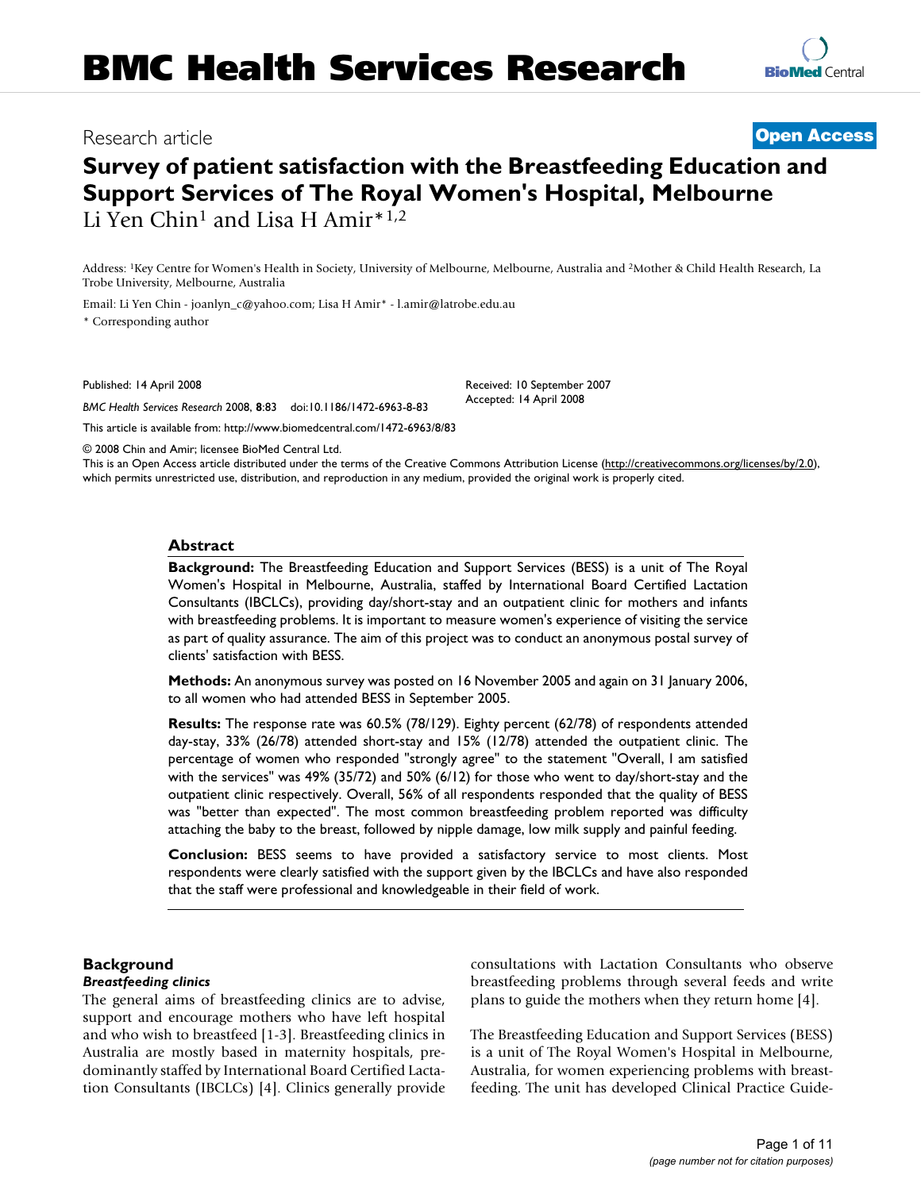Research article

**Open Access**

# Survey of patient satisfaction with the Breastfeeding Education and Support Services of The Royal Women's Hospital, Melbourne

Li Yen Chin[1] and Lisa H Amir*[1,2]

Address: [1]Key Centre for Women's Health in Society, University of Melbourne, Melbourne, Australia and [2]Mother & Child Health Research, La Trobe University, Melbourne, Australia

Email: Li Yen Chin - joanlyn_c@yahoo.com; Lisa H Amir* - l.amir@latrobe.edu.au

* Corresponding author

Published: 14 April 2008

*BMC Health Services Research* 2008, **8**:83 doi:10.1186/1472-6963-8-83

Received: 10 September 2007
Accepted: 14 April 2008

This article is available from: http://www.biomedcentral.com/1472-6963/8/83

© 2008 Chin and Amir; licensee BioMed Central Ltd.
This is an Open Access article distributed under the terms of the Creative Commons Attribution License (http://creativecommons.org/licenses/by/2.0), which permits unrestricted use, distribution, and reproduction in any medium, provided the original work is properly cited.

## Abstract

**Background:** The Breastfeeding Education and Support Services (BESS) is a unit of The Royal Women's Hospital in Melbourne, Australia, staffed by International Board Certified Lactation Consultants (IBCLCs), providing day/short-stay and an outpatient clinic for mothers and infants with breastfeeding problems. It is important to measure women's experience of visiting the service as part of quality assurance. The aim of this project was to conduct an anonymous postal survey of clients' satisfaction with BESS.

**Methods:** An anonymous survey was posted on 16 November 2005 and again on 31 January 2006, to all women who had attended BESS in September 2005.

**Results:** The response rate was 60.5% (78/129). Eighty percent (62/78) of respondents attended day-stay, 33% (26/78) attended short-stay and 15% (12/78) attended the outpatient clinic. The percentage of women who responded "strongly agree" to the statement "Overall, I am satisfied with the services" was 49% (35/72) and 50% (6/12) for those who went to day/short-stay and the outpatient clinic respectively. Overall, 56% of all respondents responded that the quality of BESS was "better than expected". The most common breastfeeding problem reported was difficulty attaching the baby to the breast, followed by nipple damage, low milk supply and painful feeding.

**Conclusion:** BESS seems to have provided a satisfactory service to most clients. Most respondents were clearly satisfied with the support given by the IBCLCs and have also responded that the staff were professional and knowledgeable in their field of work.

## Background

### *Breastfeeding clinics*

The general aims of breastfeeding clinics are to advise, support and encourage mothers who have left hospital and who wish to breastfeed [1-3]. Breastfeeding clinics in Australia are mostly based in maternity hospitals, predominantly staffed by International Board Certified Lactation Consultants (IBCLCs) [4]. Clinics generally provide consultations with Lactation Consultants who observe breastfeeding problems through several feeds and write plans to guide the mothers when they return home [4].

The Breastfeeding Education and Support Services (BESS) is a unit of The Royal Women's Hospital in Melbourne, Australia, for women experiencing problems with breastfeeding. The unit has developed Clinical Practice Guide-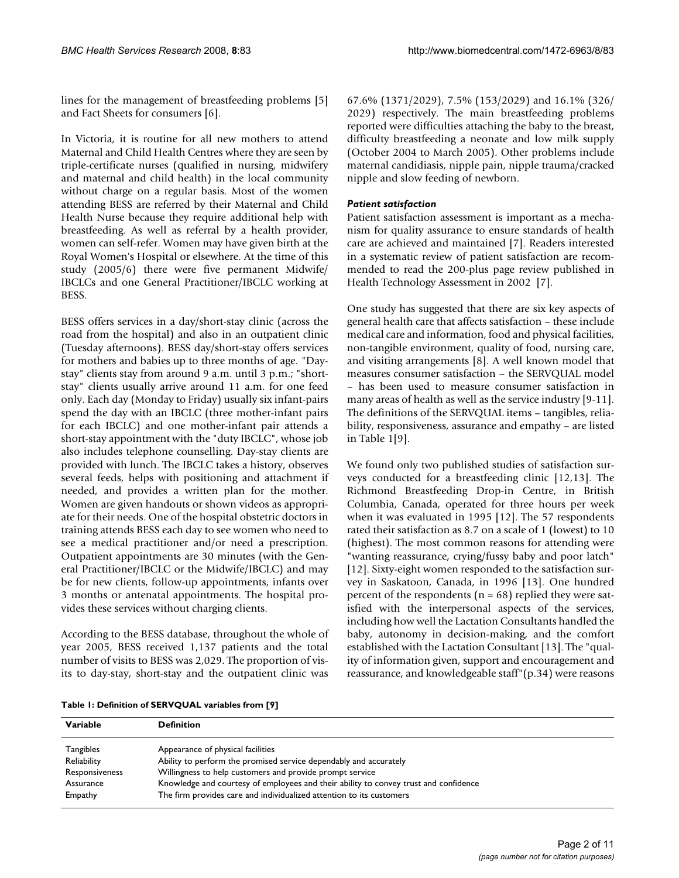lines for the management of breastfeeding problems [5] and Fact Sheets for consumers [6].

In Victoria, it is routine for all new mothers to attend Maternal and Child Health Centres where they are seen by triple-certificate nurses (qualified in nursing, midwifery and maternal and child health) in the local community without charge on a regular basis. Most of the women attending BESS are referred by their Maternal and Child Health Nurse because they require additional help with breastfeeding. As well as referral by a health provider, women can self-refer. Women may have given birth at the Royal Women's Hospital or elsewhere. At the time of this study (2005/6) there were five permanent Midwife/IBCLCs and one General Practitioner/IBCLC working at BESS.

BESS offers services in a day/short-stay clinic (across the road from the hospital) and also in an outpatient clinic (Tuesday afternoons). BESS day/short-stay offers services for mothers and babies up to three months of age. "Day-stay" clients stay from around 9 a.m. until 3 p.m.; "short-stay" clients usually arrive around 11 a.m. for one feed only. Each day (Monday to Friday) usually six infant-pairs spend the day with an IBCLC (three mother-infant pairs for each IBCLC) and one mother-infant pair attends a short-stay appointment with the "duty IBCLC", whose job also includes telephone counselling. Day-stay clients are provided with lunch. The IBCLC takes a history, observes several feeds, helps with positioning and attachment if needed, and provides a written plan for the mother. Women are given handouts or shown videos as appropriate for their needs. One of the hospital obstetric doctors in training attends BESS each day to see women who need to see a medical practitioner and/or need a prescription. Outpatient appointments are 30 minutes (with the General Practitioner/IBCLC or the Midwife/IBCLC) and may be for new clients, follow-up appointments, infants over 3 months or antenatal appointments. The hospital provides these services without charging clients.

According to the BESS database, throughout the whole of year 2005, BESS received 1,137 patients and the total number of visits to BESS was 2,029. The proportion of visits to day-stay, short-stay and the outpatient clinic was 67.6% (1371/2029), 7.5% (153/2029) and 16.1% (326/2029) respectively. The main breastfeeding problems reported were difficulties attaching the baby to the breast, difficulty breastfeeding a neonate and low milk supply (October 2004 to March 2005). Other problems include maternal candidiasis, nipple pain, nipple trauma/cracked nipple and slow feeding of newborn.

### *Patient satisfaction*

Patient satisfaction assessment is important as a mechanism for quality assurance to ensure standards of health care are achieved and maintained [7]. Readers interested in a systematic review of patient satisfaction are recommended to read the 200-plus page review published in Health Technology Assessment in 2002 [7].

One study has suggested that there are six key aspects of general health care that affects satisfaction – these include medical care and information, food and physical facilities, non-tangible environment, quality of food, nursing care, and visiting arrangements [8]. A well known model that measures consumer satisfaction – the SERVQUAL model – has been used to measure consumer satisfaction in many areas of health as well as the service industry [9-11]. The definitions of the SERVQUAL items – tangibles, reliability, responsiveness, assurance and empathy – are listed in Table 1[9].

We found only two published studies of satisfaction surveys conducted for a breastfeeding clinic [12,13]. The Richmond Breastfeeding Drop-in Centre, in British Columbia, Canada, operated for three hours per week when it was evaluated in 1995 [12]. The 57 respondents rated their satisfaction as 8.7 on a scale of 1 (lowest) to 10 (highest). The most common reasons for attending were "wanting reassurance, crying/fussy baby and poor latch" [12]. Sixty-eight women responded to the satisfaction survey in Saskatoon, Canada, in 1996 [13]. One hundred percent of the respondents (n = 68) replied they were satisfied with the interpersonal aspects of the services, including how well the Lactation Consultants handled the baby, autonomy in decision-making, and the comfort established with the Lactation Consultant [13]. The "quality of information given, support and encouragement and reassurance, and knowledgeable staff"(p.34) were reasons

**Table 1: Definition of SERVQUAL variables from [9]**

| Variable | Definition |
|---|---|
| Tangibles | Appearance of physical facilities |
| Reliability | Ability to perform the promised service dependably and accurately |
| Responsiveness | Willingness to help customers and provide prompt service |
| Assurance | Knowledge and courtesy of employees and their ability to convey trust and confidence |
| Empathy | The firm provides care and individualized attention to its customers |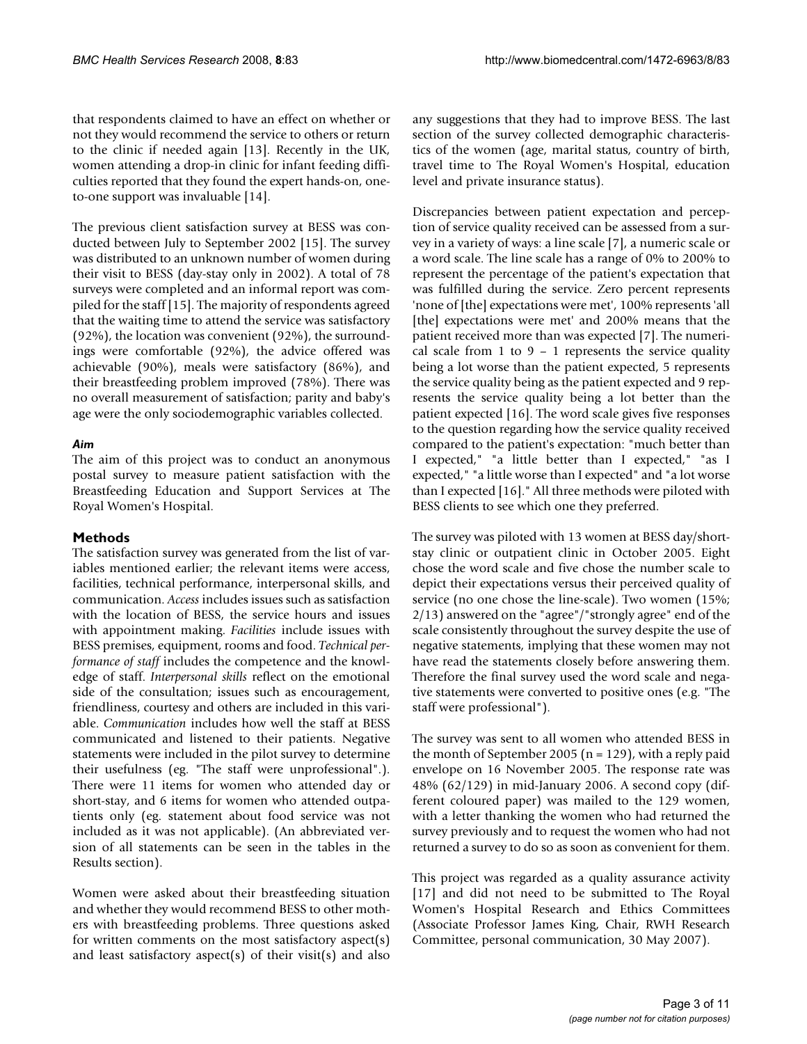that respondents claimed to have an effect on whether or not they would recommend the service to others or return to the clinic if needed again [13]. Recently in the UK, women attending a drop-in clinic for infant feeding difficulties reported that they found the expert hands-on, one-to-one support was invaluable [14].

The previous client satisfaction survey at BESS was conducted between July to September 2002 [15]. The survey was distributed to an unknown number of women during their visit to BESS (day-stay only in 2002). A total of 78 surveys were completed and an informal report was compiled for the staff [15]. The majority of respondents agreed that the waiting time to attend the service was satisfactory (92%), the location was convenient (92%), the surroundings were comfortable (92%), the advice offered was achievable (90%), meals were satisfactory (86%), and their breastfeeding problem improved (78%). There was no overall measurement of satisfaction; parity and baby's age were the only sociodemographic variables collected.

### *Aim*

The aim of this project was to conduct an anonymous postal survey to measure patient satisfaction with the Breastfeeding Education and Support Services at The Royal Women's Hospital.

## Methods

The satisfaction survey was generated from the list of variables mentioned earlier; the relevant items were access, facilities, technical performance, interpersonal skills, and communication. *Access* includes issues such as satisfaction with the location of BESS, the service hours and issues with appointment making. *Facilities* include issues with BESS premises, equipment, rooms and food. *Technical performance of staff* includes the competence and the knowledge of staff. *Interpersonal skills* reflect on the emotional side of the consultation; issues such as encouragement, friendliness, courtesy and others are included in this variable. *Communication* includes how well the staff at BESS communicated and listened to their patients. Negative statements were included in the pilot survey to determine their usefulness (eg. "The staff were unprofessional".). There were 11 items for women who attended day or short-stay, and 6 items for women who attended outpatients only (eg. statement about food service was not included as it was not applicable). (An abbreviated version of all statements can be seen in the tables in the Results section).

Women were asked about their breastfeeding situation and whether they would recommend BESS to other mothers with breastfeeding problems. Three questions asked for written comments on the most satisfactory aspect(s) and least satisfactory aspect(s) of their visit(s) and also any suggestions that they had to improve BESS. The last section of the survey collected demographic characteristics of the women (age, marital status, country of birth, travel time to The Royal Women's Hospital, education level and private insurance status).

Discrepancies between patient expectation and perception of service quality received can be assessed from a survey in a variety of ways: a line scale [7], a numeric scale or a word scale. The line scale has a range of 0% to 200% to represent the percentage of the patient's expectation that was fulfilled during the service. Zero percent represents 'none of [the] expectations were met', 100% represents 'all [the] expectations were met' and 200% means that the patient received more than was expected [7]. The numerical scale from 1 to 9 – 1 represents the service quality being a lot worse than the patient expected, 5 represents the service quality being as the patient expected and 9 represents the service quality being a lot better than the patient expected [16]. The word scale gives five responses to the question regarding how the service quality received compared to the patient's expectation: "much better than I expected," "a little better than I expected," "as I expected," "a little worse than I expected" and "a lot worse than I expected [16]." All three methods were piloted with BESS clients to see which one they preferred.

The survey was piloted with 13 women at BESS day/short-stay clinic or outpatient clinic in October 2005. Eight chose the word scale and five chose the number scale to depict their expectations versus their perceived quality of service (no one chose the line-scale). Two women (15%; 2/13) answered on the "agree"/"strongly agree" end of the scale consistently throughout the survey despite the use of negative statements, implying that these women may not have read the statements closely before answering them. Therefore the final survey used the word scale and negative statements were converted to positive ones (e.g. "The staff were professional").

The survey was sent to all women who attended BESS in the month of September 2005 (n = 129), with a reply paid envelope on 16 November 2005. The response rate was 48% (62/129) in mid-January 2006. A second copy (different coloured paper) was mailed to the 129 women, with a letter thanking the women who had returned the survey previously and to request the women who had not returned a survey to do so as soon as convenient for them.

This project was regarded as a quality assurance activity [17] and did not need to be submitted to The Royal Women's Hospital Research and Ethics Committees (Associate Professor James King, Chair, RWH Research Committee, personal communication, 30 May 2007).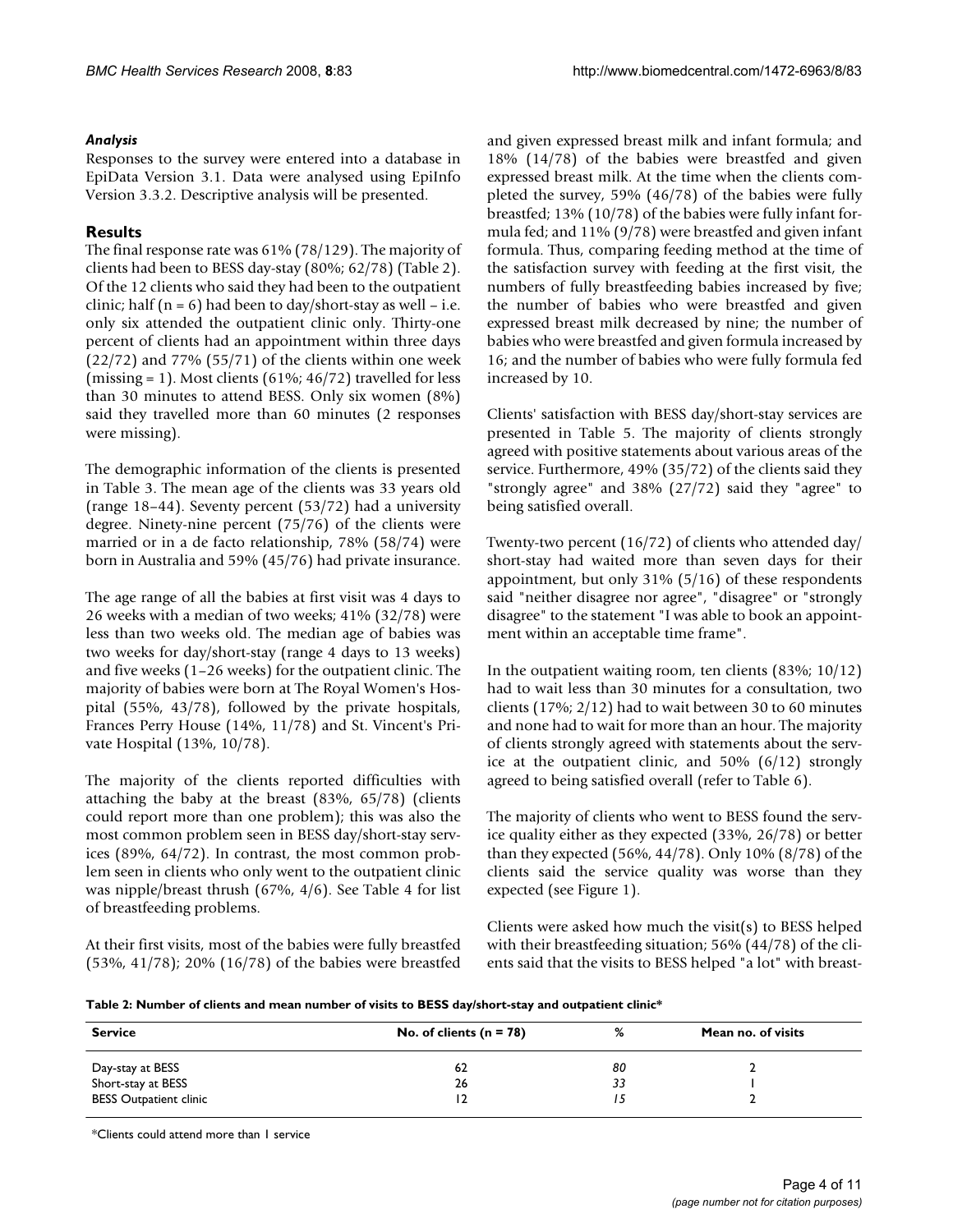### *Analysis*

Responses to the survey were entered into a database in EpiData Version 3.1. Data were analysed using EpiInfo Version 3.3.2. Descriptive analysis will be presented.

## Results

The final response rate was 61% (78/129). The majority of clients had been to BESS day-stay (80%; 62/78) (Table 2). Of the 12 clients who said they had been to the outpatient clinic; half (n = 6) had been to day/short-stay as well – i.e. only six attended the outpatient clinic only. Thirty-one percent of clients had an appointment within three days (22/72) and 77% (55/71) of the clients within one week (missing = 1). Most clients (61%; 46/72) travelled for less than 30 minutes to attend BESS. Only six women (8%) said they travelled more than 60 minutes (2 responses were missing).

The demographic information of the clients is presented in Table 3. The mean age of the clients was 33 years old (range 18–44). Seventy percent (53/72) had a university degree. Ninety-nine percent (75/76) of the clients were married or in a de facto relationship, 78% (58/74) were born in Australia and 59% (45/76) had private insurance.

The age range of all the babies at first visit was 4 days to 26 weeks with a median of two weeks; 41% (32/78) were less than two weeks old. The median age of babies was two weeks for day/short-stay (range 4 days to 13 weeks) and five weeks (1–26 weeks) for the outpatient clinic. The majority of babies were born at The Royal Women's Hospital (55%, 43/78), followed by the private hospitals, Frances Perry House (14%, 11/78) and St. Vincent's Private Hospital (13%, 10/78).

The majority of the clients reported difficulties with attaching the baby at the breast (83%, 65/78) (clients could report more than one problem); this was also the most common problem seen in BESS day/short-stay services (89%, 64/72). In contrast, the most common problem seen in clients who only went to the outpatient clinic was nipple/breast thrush (67%, 4/6). See Table 4 for list of breastfeeding problems.

At their first visits, most of the babies were fully breastfed (53%, 41/78); 20% (16/78) of the babies were breastfed and given expressed breast milk and infant formula; and 18% (14/78) of the babies were breastfed and given expressed breast milk. At the time when the clients completed the survey, 59% (46/78) of the babies were fully breastfed; 13% (10/78) of the babies were fully infant formula fed; and 11% (9/78) were breastfed and given infant formula. Thus, comparing feeding method at the time of the satisfaction survey with feeding at the first visit, the numbers of fully breastfeeding babies increased by five; the number of babies who were breastfed and given expressed breast milk decreased by nine; the number of babies who were breastfed and given formula increased by 16; and the number of babies who were fully formula fed increased by 10.

Clients' satisfaction with BESS day/short-stay services are presented in Table 5. The majority of clients strongly agreed with positive statements about various areas of the service. Furthermore, 49% (35/72) of the clients said they "strongly agree" and 38% (27/72) said they "agree" to being satisfied overall.

Twenty-two percent (16/72) of clients who attended day/short-stay had waited more than seven days for their appointment, but only 31% (5/16) of these respondents said "neither disagree nor agree", "disagree" or "strongly disagree" to the statement "I was able to book an appointment within an acceptable time frame".

In the outpatient waiting room, ten clients (83%; 10/12) had to wait less than 30 minutes for a consultation, two clients (17%; 2/12) had to wait between 30 to 60 minutes and none had to wait for more than an hour. The majority of clients strongly agreed with statements about the service at the outpatient clinic, and 50% (6/12) strongly agreed to being satisfied overall (refer to Table 6).

The majority of clients who went to BESS found the service quality either as they expected (33%, 26/78) or better than they expected (56%, 44/78). Only 10% (8/78) of the clients said the service quality was worse than they expected (see Figure 1).

Clients were asked how much the visit(s) to BESS helped with their breastfeeding situation; 56% (44/78) of the clients said that the visits to BESS helped "a lot" with breast-

**Table 2: Number of clients and mean number of visits to BESS day/short-stay and outpatient clinic***

| Service | No. of clients (n = 78) | % | Mean no. of visits |
|---|---|---|---|
| Day-stay at BESS | 62 | 80 | 2 |
| Short-stay at BESS | 26 | 33 | 1 |
| BESS Outpatient clinic | 12 | 15 | 2 |

*Clients could attend more than 1 service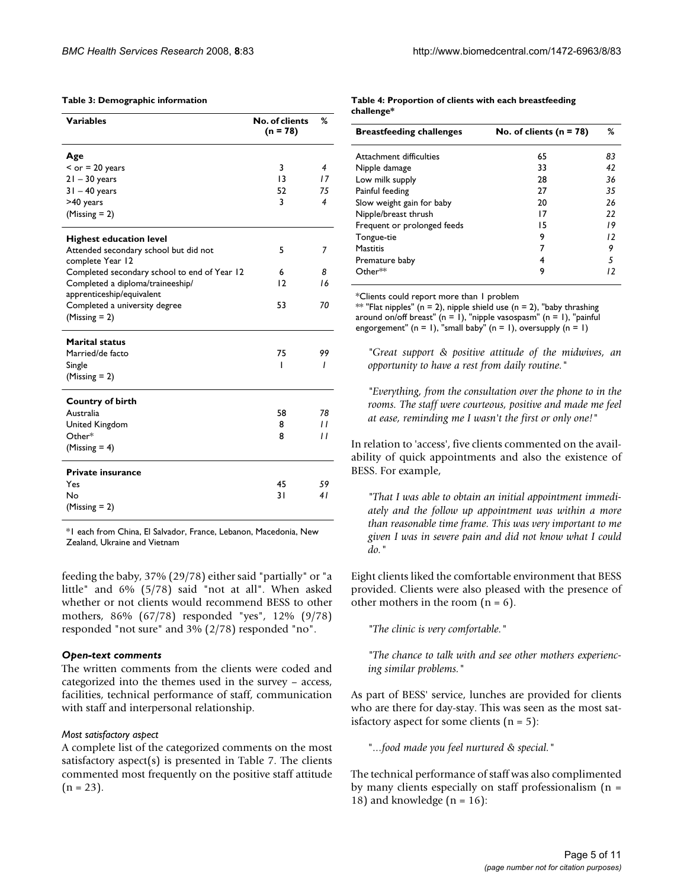**Table 3: Demographic information**

| Variables | No. of clients (n = 78) | % |
|---|---|---|
| **Age** | | |
| < or = 20 years | 3 | *4* |
| 21 – 30 years | 13 | *17* |
| 31 – 40 years | 52 | *75* |
| >40 years | 3 | *4* |
| (Missing = 2) | | |
| **Highest education level** | | |
| Attended secondary school but did not complete Year 12 | 5 | *7* |
| Completed secondary school to end of Year 12 | 6 | *8* |
| Completed a diploma/traineeship/ apprenticeship/equivalent | 12 | *16* |
| Completed a university degree | 53 | *70* |
| (Missing = 2) | | |
| **Marital status** | | |
| Married/de facto | 75 | *99* |
| Single | 1 | *1* |
| (Missing = 2) | | |
| **Country of birth** | | |
| Australia | 58 | *78* |
| United Kingdom | 8 | *11* |
| Other* | 8 | *11* |
| (Missing = 4) | | |
| **Private insurance** | | |
| Yes | 45 | *59* |
| No | 31 | *41* |
| (Missing = 2) | | |

*1 each from China, El Salvador, France, Lebanon, Macedonia, New Zealand, Ukraine and Vietnam

**Table 4: Proportion of clients with each breastfeeding challenge***

| Breastfeeding challenges | No. of clients (n = 78) | % |
|---|---|---|
| Attachment difficulties | 65 | *83* |
| Nipple damage | 33 | *42* |
| Low milk supply | 28 | *36* |
| Painful feeding | 27 | *35* |
| Slow weight gain for baby | 20 | *26* |
| Nipple/breast thrush | 17 | *22* |
| Frequent or prolonged feeds | 15 | *19* |
| Tongue-tie | 9 | *12* |
| Mastitis | 7 | *9* |
| Premature baby | 4 | *5* |
| Other** | 9 | *12* |

*Clients could report more than 1 problem
** "Flat nipples" (n = 2), nipple shield use (n = 2), "baby thrashing around on/off breast" (n = 1), "nipple vasospasm" (n = 1), "painful engorgement" (n = 1), "small baby" (n = 1), oversupply (n = 1)

feeding the baby, 37% (29/78) either said "partially" or "a little" and 6% (5/78) said "not at all". When asked whether or not clients would recommend BESS to other mothers, 86% (67/78) responded "yes", 12% (9/78) responded "not sure" and 3% (2/78) responded "no".

### *Open-text comments*

The written comments from the clients were coded and categorized into the themes used in the survey – access, facilities, technical performance of staff, communication with staff and interpersonal relationship.

#### *Most satisfactory aspect*

A complete list of the categorized comments on the most satisfactory aspect(s) is presented in Table 7. The clients commented most frequently on the positive staff attitude (n = 23).

> *"Great support & positive attitude of the midwives, an opportunity to have a rest from daily routine."*

> *"Everything, from the consultation over the phone to in the rooms. The staff were courteous, positive and made me feel at ease, reminding me I wasn't the first or only one!"*

In relation to 'access', five clients commented on the availability of quick appointments and also the existence of BESS. For example,

> *"That I was able to obtain an initial appointment immediately and the follow up appointment was within a more than reasonable time frame. This was very important to me given I was in severe pain and did not know what I could do."*

Eight clients liked the comfortable environment that BESS provided. Clients were also pleased with the presence of other mothers in the room (n = 6).

> *"The clinic is very comfortable."*

> *"The chance to talk with and see other mothers experiencing similar problems."*

As part of BESS' service, lunches are provided for clients who are there for day-stay. This was seen as the most satisfactory aspect for some clients (n = 5):

> *"...food made you feel nurtured & special."*

The technical performance of staff was also complimented by many clients especially on staff professionalism (n = 18) and knowledge (n = 16):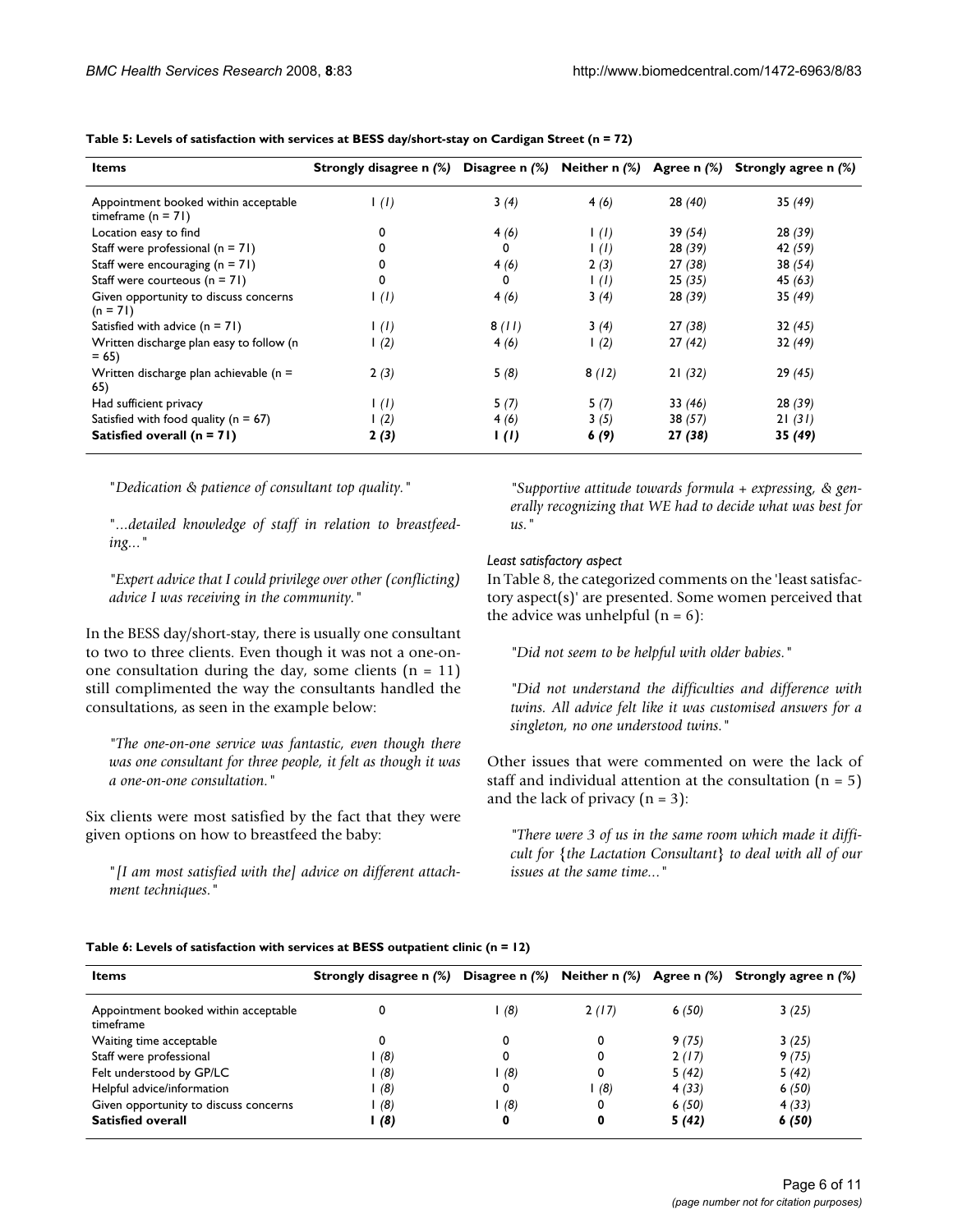**Table 5: Levels of satisfaction with services at BESS day/short-stay on Cardigan Street (n = 72)**

| Items | Strongly disagree n *(%)* | Disagree n *(%)* | Neither n *(%)* | Agree n *(%)* | Strongly agree n *(%)* |
|---|---|---|---|---|---|
| Appointment booked within acceptable timeframe (n = 71) | 1 *(1)* | 3 *(4)* | 4 *(6)* | 28 *(40)* | 35 *(49)* |
| Location easy to find | 0 | 4 *(6)* | 1 *(1)* | 39 *(54)* | 28 *(39)* |
| Staff were professional (n = 71) | 0 | 0 | 1 *(1)* | 28 *(39)* | 42 *(59)* |
| Staff were encouraging (n = 71) | 0 | 4 *(6)* | 2 *(3)* | 27 *(38)* | 38 *(54)* |
| Staff were courteous (n = 71) | 0 | 0 | 1 *(1)* | 25 *(35)* | 45 *(63)* |
| Given opportunity to discuss concerns (n = 71) | 1 *(1)* | 4 *(6)* | 3 *(4)* | 28 *(39)* | 35 *(49)* |
| Satisfied with advice (n = 71) | 1 *(1)* | 8 *(11)* | 3 *(4)* | 27 *(38)* | 32 *(45)* |
| Written discharge plan easy to follow (n = 65) | 1 *(2)* | 4 *(6)* | 1 *(2)* | 27 *(42)* | 32 *(49)* |
| Written discharge plan achievable (n = 65) | 2 *(3)* | 5 *(8)* | 8 *(12)* | 21 *(32)* | 29 *(45)* |
| Had sufficient privacy | 1 *(1)* | 5 *(7)* | 5 *(7)* | 33 *(46)* | 28 *(39)* |
| Satisfied with food quality (n = 67) | 1 *(2)* | 4 *(6)* | 3 *(5)* | 38 *(57)* | 21 *(31)* |
| **Satisfied overall (n = 71)** | **2 *(3)*** | **1 *(1)*** | **6 *(9)*** | **27 *(38)*** | **35 *(49)*** |

"*Dedication & patience of consultant top quality.*"

"*...detailed knowledge of staff in relation to breastfeeding...*"

*"Expert advice that I could privilege over other (conflicting) advice I was receiving in the community."*

In the BESS day/short-stay, there is usually one consultant to two to three clients. Even though it was not a one-on-one consultation during the day, some clients (n = 11) still complimented the way the consultants handled the consultations, as seen in the example below:

*"The one-on-one service was fantastic, even though there was one consultant for three people, it felt as though it was a one-on-one consultation."*

Six clients were most satisfied by the fact that they were given options on how to breastfeed the baby:

"*[I am most satisfied with the] advice on different attachment techniques.*"

*"Supportive attitude towards formula + expressing, & generally recognizing that WE had to decide what was best for us."*

#### Least satisfactory aspect

In Table 8, the categorized comments on the 'least satisfactory aspect(s)' are presented. Some women perceived that the advice was unhelpful (n = 6):

*"Did not seem to be helpful with older babies."*

*"Did not understand the difficulties and difference with twins. All advice felt like it was customised answers for a singleton, no one understood twins."*

Other issues that were commented on were the lack of staff and individual attention at the consultation (n = 5) and the lack of privacy (n = 3):

*"There were 3 of us in the same room which made it difficult for {the Lactation Consultant} to deal with all of our issues at the same time..."*

**Table 6: Levels of satisfaction with services at BESS outpatient clinic (n = 12)**

| Items | Strongly disagree n *(%)* | Disagree n *(%)* | Neither n *(%)* | Agree n *(%)* | Strongly agree n *(%)* |
|---|---|---|---|---|---|
| Appointment booked within acceptable timeframe | 0 | 1 *(8)* | 2 *(17)* | 6 *(50)* | 3 *(25)* |
| Waiting time acceptable | 0 | 0 | 0 | 9 *(75)* | 3 *(25)* |
| Staff were professional | 1 *(8)* | 0 | 0 | 2 *(17)* | 9 *(75)* |
| Felt understood by GP/LC | 1 *(8)* | 1 *(8)* | 0 | 5 *(42)* | 5 *(42)* |
| Helpful advice/information | 1 *(8)* | 0 | 1 *(8)* | 4 *(33)* | 6 *(50)* |
| Given opportunity to discuss concerns | 1 *(8)* | 1 *(8)* | 0 | 6 *(50)* | 4 *(33)* |
| **Satisfied overall** | **1 *(8)*** | **0** | **0** | **5 *(42)*** | **6 *(50)*** |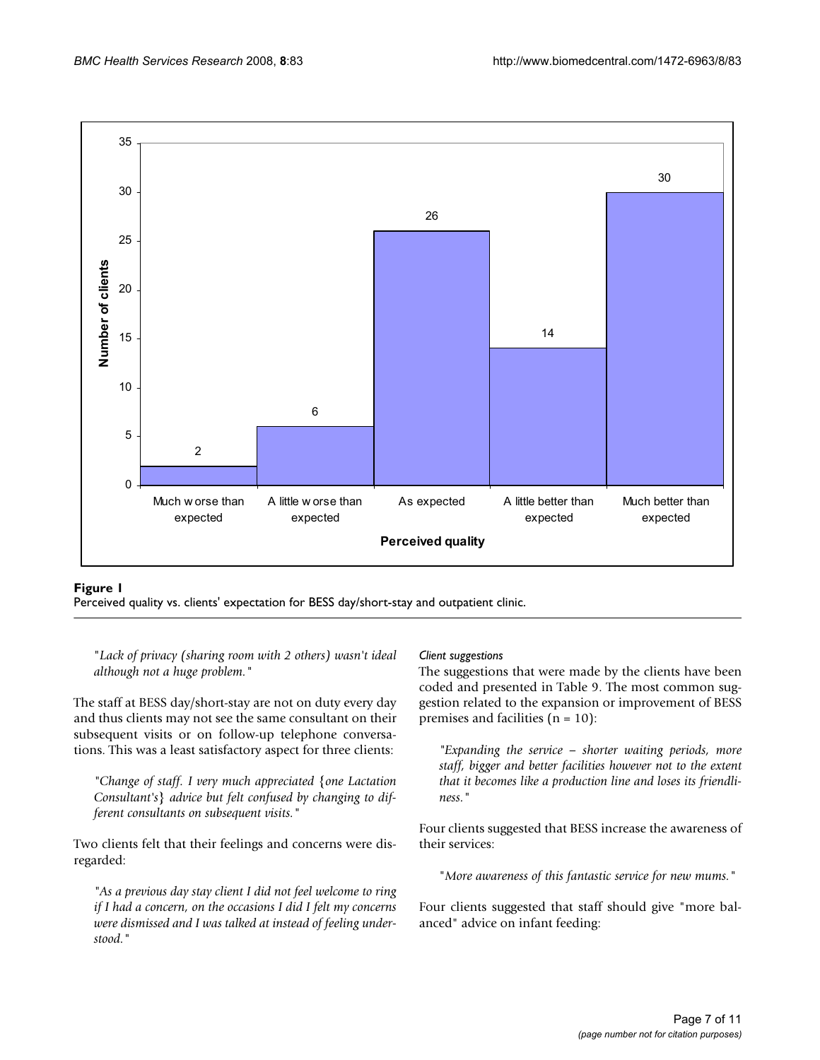**Figure 1**
Perceived quality vs. clients' expectation for BESS day/short-stay and outpatient clinic.

> *"Lack of privacy (sharing room with 2 others) wasn't ideal although not a huge problem."*

The staff at BESS day/short-stay are not on duty every day and thus clients may not see the same consultant on their subsequent visits or on follow-up telephone conversations. This was a least satisfactory aspect for three clients:

> *"Change of staff. I very much appreciated {one Lactation Consultant's} advice but felt confused by changing to different consultants on subsequent visits."*

Two clients felt that their feelings and concerns were disregarded:

> *"As a previous day stay client I did not feel welcome to ring if I had a concern, on the occasions I did I felt my concerns were dismissed and I was talked at instead of feeling understood."*

#### *Client suggestions*

The suggestions that were made by the clients have been coded and presented in Table 9. The most common suggestion related to the expansion or improvement of BESS premises and facilities (n = 10):

> *"Expanding the service – shorter waiting periods, more staff, bigger and better facilities however not to the extent that it becomes like a production line and loses its friendliness."*

Four clients suggested that BESS increase the awareness of their services:

> *"More awareness of this fantastic service for new mums."*

Four clients suggested that staff should give "more balanced" advice on infant feeding: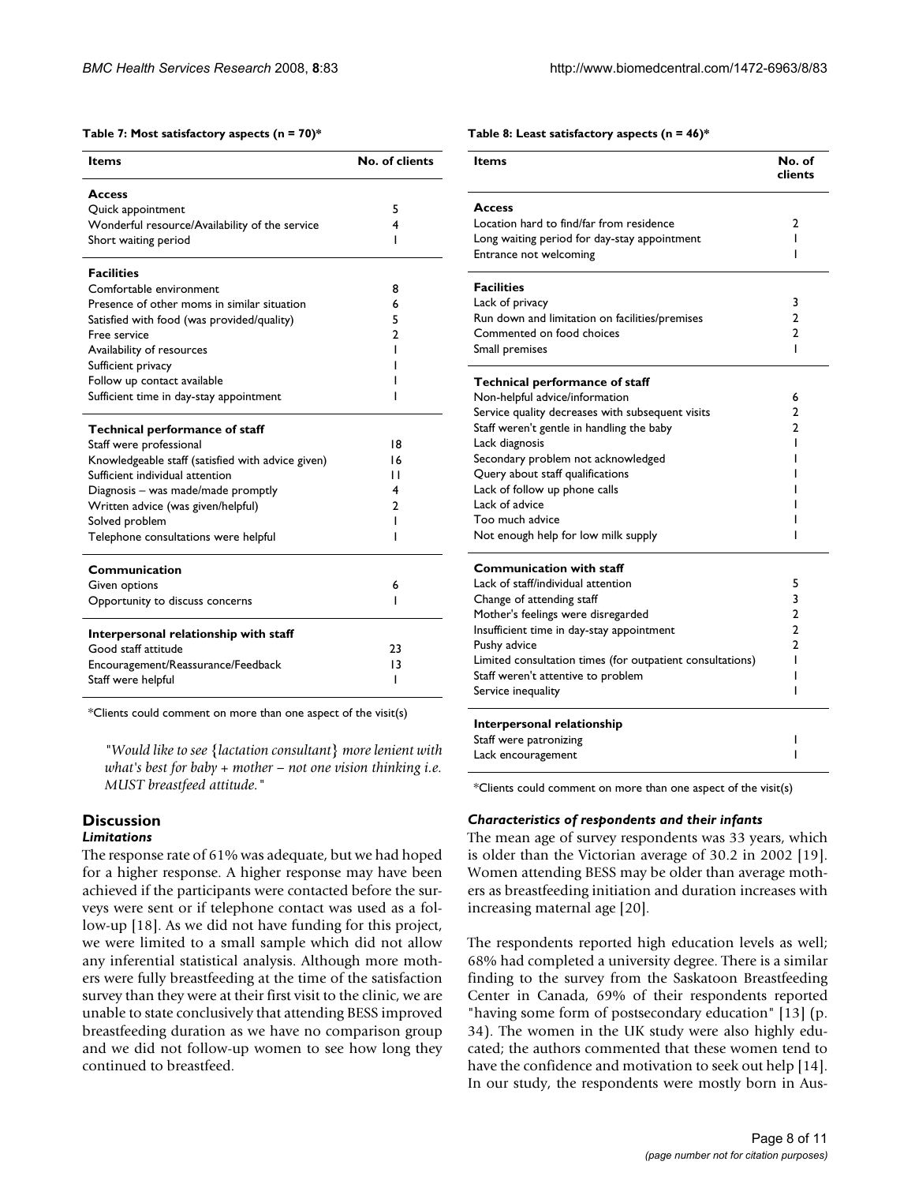**Table 7: Most satisfactory aspects (n = 70)***

| Items | No. of clients |
| --- | --- |
| **Access** | |
| Quick appointment | 5 |
| Wonderful resource/Availability of the service | 4 |
| Short waiting period | 1 |
| **Facilities** | |
| Comfortable environment | 8 |
| Presence of other moms in similar situation | 6 |
| Satisfied with food (was provided/quality) | 5 |
| Free service | 2 |
| Availability of resources | 1 |
| Sufficient privacy | 1 |
| Follow up contact available | 1 |
| Sufficient time in day-stay appointment | 1 |
| **Technical performance of staff** | |
| Staff were professional | 18 |
| Knowledgeable staff (satisfied with advice given) | 16 |
| Sufficient individual attention | 11 |
| Diagnosis – was made/made promptly | 4 |
| Written advice (was given/helpful) | 2 |
| Solved problem | 1 |
| Telephone consultations were helpful | 1 |
| **Communication** | |
| Given options | 6 |
| Opportunity to discuss concerns | 1 |
| **Interpersonal relationship with staff** | |
| Good staff attitude | 23 |
| Encouragement/Reassurance/Feedback | 13 |
| Staff were helpful | 1 |

*Clients could comment on more than one aspect of the visit(s)

*"Would like to see {lactation consultant} more lenient with what's best for baby + mother – not one vision thinking i.e. MUST breastfeed attitude."*

## Discussion

### Limitations

The response rate of 61% was adequate, but we had hoped for a higher response. A higher response may have been achieved if the participants were contacted before the surveys were sent or if telephone contact was used as a follow-up [18]. As we did not have funding for this project, we were limited to a small sample which did not allow any inferential statistical analysis. Although more mothers were fully breastfeeding at the time of the satisfaction survey than they were at their first visit to the clinic, we are unable to state conclusively that attending BESS improved breastfeeding duration as we have no comparison group and we did not follow-up women to see how long they continued to breastfeed.

**Table 8: Least satisfactory aspects (n = 46)***

| Items | No. of clients |
| --- | --- |
| **Access** | |
| Location hard to find/far from residence | 2 |
| Long waiting period for day-stay appointment | 1 |
| Entrance not welcoming | 1 |
| **Facilities** | |
| Lack of privacy | 3 |
| Run down and limitation on facilities/premises | 2 |
| Commented on food choices | 2 |
| Small premises | 1 |
| **Technical performance of staff** | |
| Non-helpful advice/information | 6 |
| Service quality decreases with subsequent visits | 2 |
| Staff weren't gentle in handling the baby | 2 |
| Lack diagnosis | 1 |
| Secondary problem not acknowledged | 1 |
| Query about staff qualifications | 1 |
| Lack of follow up phone calls | 1 |
| Lack of advice | 1 |
| Too much advice | 1 |
| Not enough help for low milk supply | 1 |
| **Communication with staff** | |
| Lack of staff/individual attention | 5 |
| Change of attending staff | 3 |
| Mother's feelings were disregarded | 2 |
| Insufficient time in day-stay appointment | 2 |
| Pushy advice | 2 |
| Limited consultation times (for outpatient consultations) | 1 |
| Staff weren't attentive to problem | 1 |
| Service inequality | 1 |
| **Interpersonal relationship** | |
| Staff were patronizing | 1 |
| Lack encouragement | 1 |

*Clients could comment on more than one aspect of the visit(s)

### Characteristics of respondents and their infants

The mean age of survey respondents was 33 years, which is older than the Victorian average of 30.2 in 2002 [19]. Women attending BESS may be older than average mothers as breastfeeding initiation and duration increases with increasing maternal age [20].

The respondents reported high education levels as well; 68% had completed a university degree. There is a similar finding to the survey from the Saskatoon Breastfeeding Center in Canada, 69% of their respondents reported "having some form of postsecondary education" [13] (p. 34). The women in the UK study were also highly educated; the authors commented that these women tend to have the confidence and motivation to seek out help [14]. In our study, the respondents were mostly born in Aus-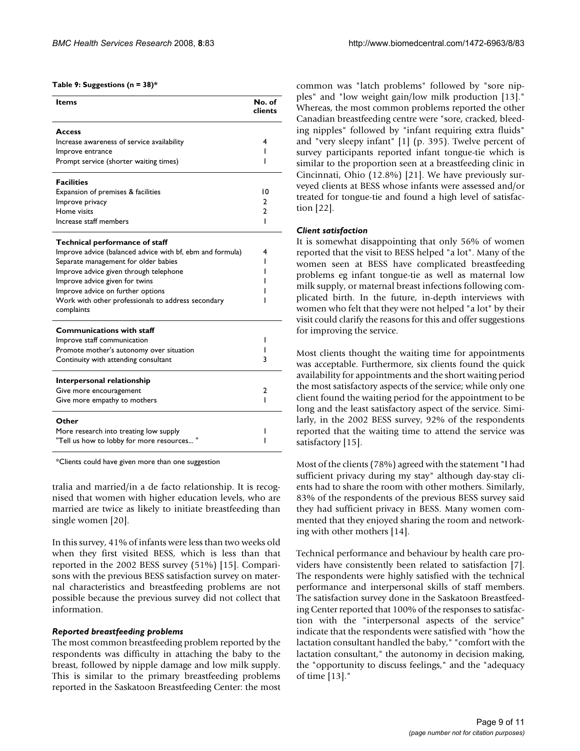**Table 9: Suggestions (n = 38)***

| Items | No. of clients |
|---|---|
| **Access** | |
| Increase awareness of service availability | 4 |
| Improve entrance | 1 |
| Prompt service (shorter waiting times) | 1 |
| **Facilities** | |
| Expansion of premises & facilities | 10 |
| Improve privacy | 2 |
| Home visits | 2 |
| Increase staff members | 1 |
| **Technical performance of staff** | |
| Improve advice (balanced advice with bf, ebm and formula) | 4 |
| Separate management for older babies | 1 |
| Improve advice given through telephone | 1 |
| Improve advice given for twins | 1 |
| Improve advice on further options | 1 |
| Work with other professionals to address secondary complaints | 1 |
| **Communications with staff** | |
| Improve staff communication | 1 |
| Promote mother's autonomy over situation | 1 |
| Continuity with attending consultant | 3 |
| **Interpersonal relationship** | |
| Give more encouragement | 2 |
| Give more empathy to mothers | 1 |
| **Other** | |
| More research into treating low supply | 1 |
| "Tell us how to lobby for more resources... " | 1 |

*Clients could have given more than one suggestion

tralia and married/in a de facto relationship. It is recognised that women with higher education levels, who are married are twice as likely to initiate breastfeeding than single women [20].

In this survey, 41% of infants were less than two weeks old when they first visited BESS, which is less than that reported in the 2002 BESS survey (51%) [15]. Comparisons with the previous BESS satisfaction survey on maternal characteristics and breastfeeding problems are not possible because the previous survey did not collect that information.

### *Reported breastfeeding problems*

The most common breastfeeding problem reported by the respondents was difficulty in attaching the baby to the breast, followed by nipple damage and low milk supply. This is similar to the primary breastfeeding problems reported in the Saskatoon Breastfeeding Center: the most common was "latch problems" followed by "sore nipples" and "low weight gain/low milk production [13]." Whereas, the most common problems reported the other Canadian breastfeeding centre were "sore, cracked, bleeding nipples" followed by "infant requiring extra fluids" and "very sleepy infant" [1] (p. 395). Twelve percent of survey participants reported infant tongue-tie which is similar to the proportion seen at a breastfeeding clinic in Cincinnati, Ohio (12.8%) [21]. We have previously surveyed clients at BESS whose infants were assessed and/or treated for tongue-tie and found a high level of satisfaction [22].

### *Client satisfaction*

It is somewhat disappointing that only 56% of women reported that the visit to BESS helped "a lot". Many of the women seen at BESS have complicated breastfeeding problems eg infant tongue-tie as well as maternal low milk supply, or maternal breast infections following complicated birth. In the future, in-depth interviews with women who felt that they were not helped "a lot" by their visit could clarify the reasons for this and offer suggestions for improving the service.

Most clients thought the waiting time for appointments was acceptable. Furthermore, six clients found the quick availability for appointments and the short waiting period the most satisfactory aspects of the service; while only one client found the waiting period for the appointment to be long and the least satisfactory aspect of the service. Similarly, in the 2002 BESS survey, 92% of the respondents reported that the waiting time to attend the service was satisfactory [15].

Most of the clients (78%) agreed with the statement "I had sufficient privacy during my stay" although day-stay clients had to share the room with other mothers. Similarly, 83% of the respondents of the previous BESS survey said they had sufficient privacy in BESS. Many women commented that they enjoyed sharing the room and networking with other mothers [14].

Technical performance and behaviour by health care providers have consistently been related to satisfaction [7]. The respondents were highly satisfied with the technical performance and interpersonal skills of staff members. The satisfaction survey done in the Saskatoon Breastfeeding Center reported that 100% of the responses to satisfaction with the "interpersonal aspects of the service" indicate that the respondents were satisfied with "how the lactation consultant handled the baby," "comfort with the lactation consultant," the autonomy in decision making, the "opportunity to discuss feelings," and the "adequacy of time [13]."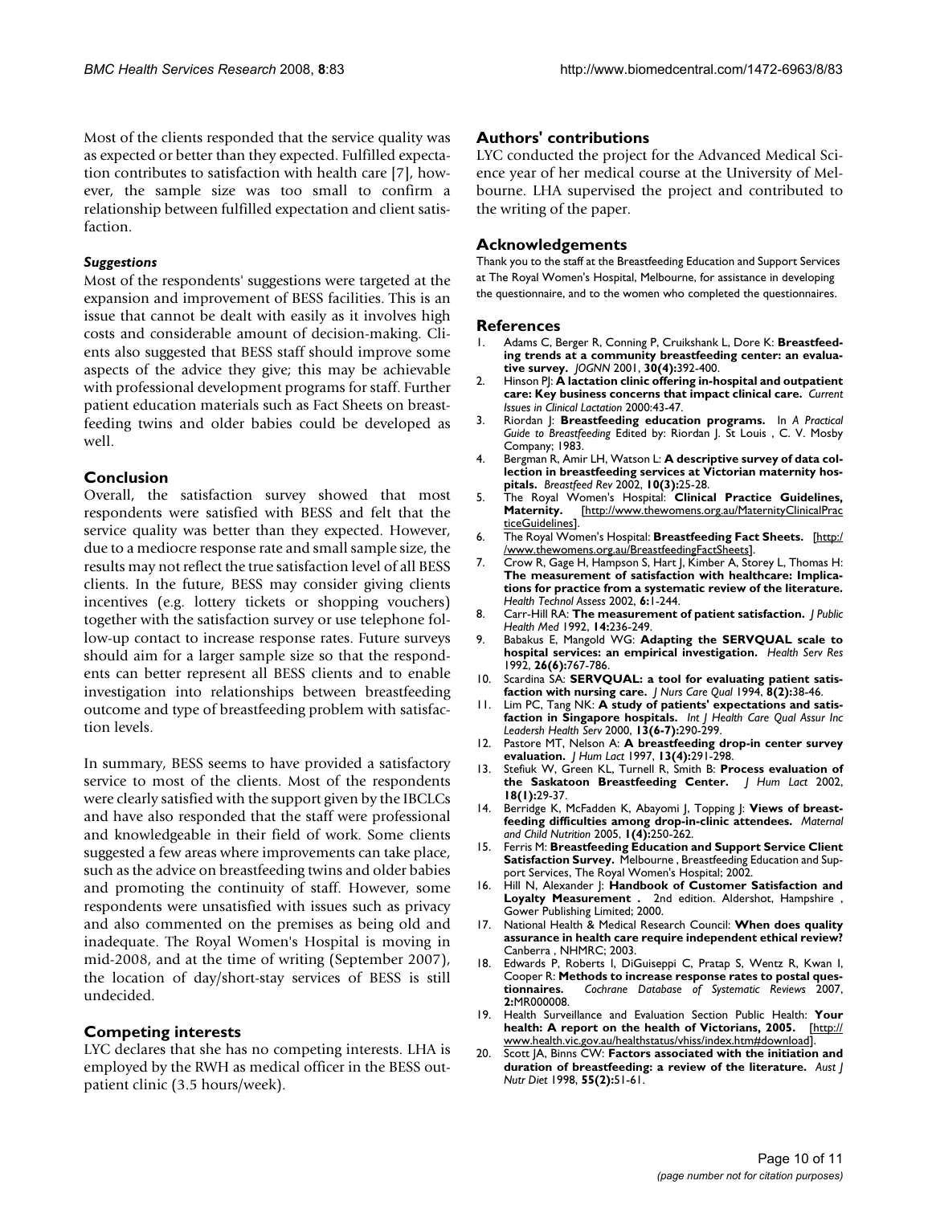Most of the clients responded that the service quality was as expected or better than they expected. Fulfilled expectation contributes to satisfaction with health care [7], however, the sample size was too small to confirm a relationship between fulfilled expectation and client satisfaction.

### *Suggestions*

Most of the respondents' suggestions were targeted at the expansion and improvement of BESS facilities. This is an issue that cannot be dealt with easily as it involves high costs and considerable amount of decision-making. Clients also suggested that BESS staff should improve some aspects of the advice they give; this may be achievable with professional development programs for staff. Further patient education materials such as Fact Sheets on breastfeeding twins and older babies could be developed as well.

## Conclusion

Overall, the satisfaction survey showed that most respondents were satisfied with BESS and felt that the service quality was better than they expected. However, due to a mediocre response rate and small sample size, the results may not reflect the true satisfaction level of all BESS clients. In the future, BESS may consider giving clients incentives (e.g. lottery tickets or shopping vouchers) together with the satisfaction survey or use telephone follow-up contact to increase response rates. Future surveys should aim for a larger sample size so that the respondents can better represent all BESS clients and to enable investigation into relationships between breastfeeding outcome and type of breastfeeding problem with satisfaction levels.

In summary, BESS seems to have provided a satisfactory service to most of the clients. Most of the respondents were clearly satisfied with the support given by the IBCLCs and have also responded that the staff were professional and knowledgeable in their field of work. Some clients suggested a few areas where improvements can take place, such as the advice on breastfeeding twins and older babies and promoting the continuity of staff. However, some respondents were unsatisfied with issues such as privacy and also commented on the premises as being old and inadequate. The Royal Women's Hospital is moving in mid-2008, and at the time of writing (September 2007), the location of day/short-stay services of BESS is still undecided.

## Competing interests

LYC declares that she has no competing interests. LHA is employed by the RWH as medical officer in the BESS outpatient clinic (3.5 hours/week).

## Authors' contributions

LYC conducted the project for the Advanced Medical Science year of her medical course at the University of Melbourne. LHA supervised the project and contributed to the writing of the paper.

## Acknowledgements

Thank you to the staff at the Breastfeeding Education and Support Services at The Royal Women's Hospital, Melbourne, for assistance in developing the questionnaire, and to the women who completed the questionnaires.

## References

1. Adams C, Berger R, Conning P, Cruikshank L, Dore K: **Breastfeeding trends at a community breastfeeding center: an evaluative survey.** *JOGNN* 2001, **30(4):**392-400.
2. Hinson PJ: **A lactation clinic offering in-hospital and outpatient care: Key business concerns that impact clinical care.** *Current Issues in Clinical Lactation* 2000:43-47.
3. Riordan J: **Breastfeeding education programs.** In *A Practical Guide to Breastfeeding* Edited by: Riordan J. St Louis , C. V. Mosby Company; 1983.
4. Bergman R, Amir LH, Watson L: **A descriptive survey of data collection in breastfeeding services at Victorian maternity hospitals.** *Breastfeed Rev* 2002, **10(3):**25-28.
5. The Royal Women's Hospital: **Clinical Practice Guidelines, Maternity.** [http://www.thewomens.org.au/MaternityClinicalPracticeGuidelines].
6. The Royal Women's Hospital: **Breastfeeding Fact Sheets.** [http://www.thewomens.org.au/BreastfeedingFactSheets].
7. Crow R, Gage H, Hampson S, Hart J, Kimber A, Storey L, Thomas H: **The measurement of satisfaction with healthcare: Implications for practice from a systematic review of the literature.** *Health Technol Assess* 2002, **6:**1-244.
8. Carr-Hill RA: **The measurement of patient satisfaction.** *J Public Health Med* 1992, **14:**236-249.
9. Babakus E, Mangold WG: **Adapting the SERVQUAL scale to hospital services: an empirical investigation.** *Health Serv Res* 1992, **26(6):**767-786.
10. Scardina SA: **SERVQUAL: a tool for evaluating patient satisfaction with nursing care.** *J Nurs Care Qual* 1994, **8(2):**38-46.
11. Lim PC, Tang NK: **A study of patients' expectations and satisfaction in Singapore hospitals.** *Int J Health Care Qual Assur Inc Leadersh Health Serv* 2000, **13(6-7):**290-299.
12. Pastore MT, Nelson A: **A breastfeeding drop-in center survey evaluation.** *J Hum Lact* 1997, **13(4):**291-298.
13. Stefiuk W, Green KL, Turnell R, Smith B: **Process evaluation of the Saskatoon Breastfeeding Center.** *J Hum Lact* 2002, **18(1):**29-37.
14. Berridge K, McFadden K, Abayomi J, Topping J: **Views of breastfeeding difficulties among drop-in-clinic attendees.** *Maternal and Child Nutrition* 2005, **1(4):**250-262.
15. Ferris M: **Breastfeeding Education and Support Service Client Satisfaction Survey.** Melbourne , Breastfeeding Education and Support Services, The Royal Women's Hospital; 2002.
16. Hill N, Alexander J: **Handbook of Customer Satisfaction and Loyalty Measurement .** 2nd edition. Aldershot, Hampshire , Gower Publishing Limited; 2000.
17. National Health & Medical Research Council: **When does quality assurance in health care require independent ethical review?** Canberra , NHMRC; 2003.
18. Edwards P, Roberts I, DiGuiseppi C, Pratap S, Wentz R, Kwan I, Cooper R: **Methods to increase response rates to postal questionnaires.** *Cochrane Database of Systematic Reviews* 2007, **2:**MR000008.
19. Health Surveillance and Evaluation Section Public Health: **Your health: A report on the health of Victorians, 2005.** [http://www.health.vic.gov.au/healthstatus/vhiss/index.htm#download].
20. Scott JA, Binns CW: **Factors associated with the initiation and duration of breastfeeding: a review of the literature.** *Aust J Nutr Diet* 1998, **55(2):**51-61.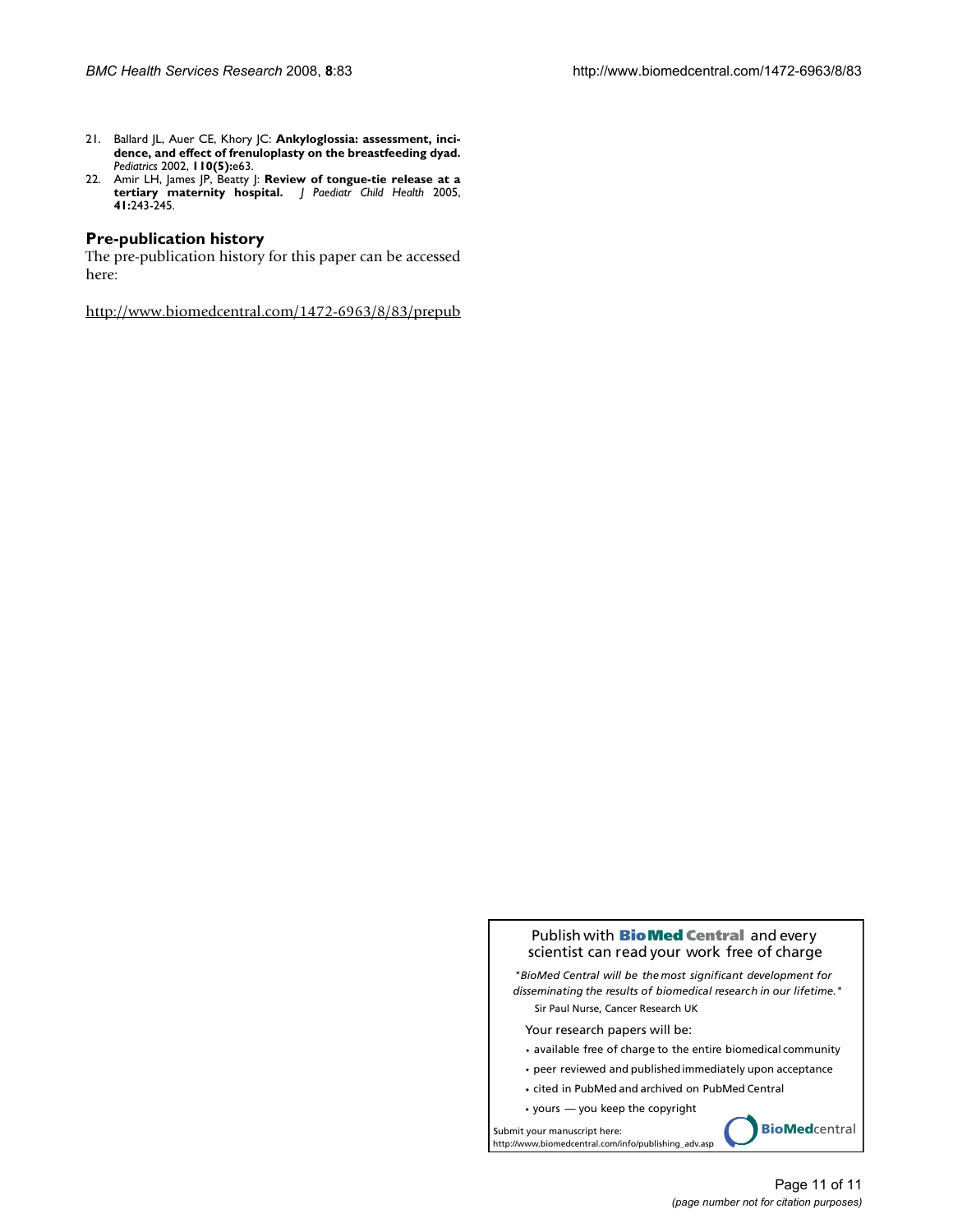21. Ballard JL, Auer CE, Khory JC: **Ankyloglossia: assessment, incidence, and effect of frenuloplasty on the breastfeeding dyad.** *Pediatrics* 2002, **110(5):**e63.
22. Amir LH, James JP, Beatty J: **Review of tongue-tie release at a tertiary maternity hospital.** *J Paediatr Child Health* 2005, **41:**243-245.

## Pre-publication history

The pre-publication history for this paper can be accessed here:

http://www.biomedcentral.com/1472-6963/8/83/prepub

Publish with **BioMed Central** and every scientist can read your work free of charge

*"BioMed Central will be the most significant development for disseminating the results of biomedical research in our lifetime."*

Sir Paul Nurse, Cancer Research UK

Your research papers will be:

- available free of charge to the entire biomedical community
- peer reviewed and published immediately upon acceptance
- cited in PubMed and archived on PubMed Central
- yours — you keep the copyright

Submit your manuscript here:
http://www.biomedcentral.com/info/publishing_adv.asp

**BioMed**central